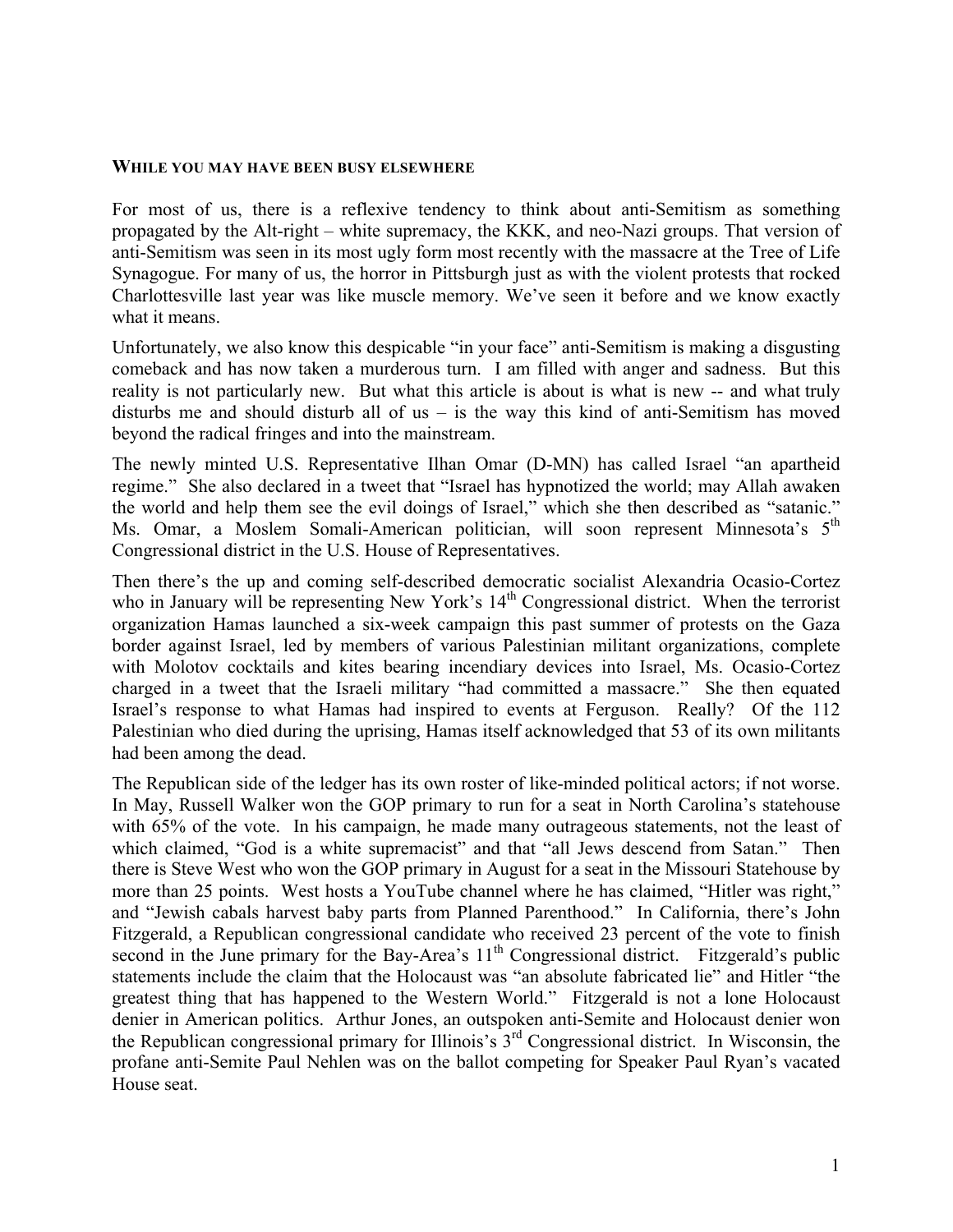## WHILE YOU MAY HAVE BEEN BUSY ELSEWHERE

For most of us, there is a reflexive tendency to think about anti-Semitism as something propagated by the Alt-right – white supremacy, the KKK, and neo-Nazi groups. That version of anti-Semitism was seen in its most ugly form most recently with the massacre at the Tree of Life Synagogue. For many of us, the horror in Pittsburgh just as with the violent protests that rocked Charlottesville last year was like muscle memory. We've seen it before and we know exactly what it means.

Unfortunately, we also know this despicable "in your face" anti-Semitism is making a disgusting comeback and has now taken a murderous turn. I am filled with anger and sadness. But this reality is not particularly new. But what this article is about is what is new -- and what truly disturbs me and should disturb all of us – is the way this kind of anti-Semitism has moved beyond the radical fringes and into the mainstream.

The newly minted U.S. Representative Ilhan Omar (D-MN) has called Israel "an apartheid regime." She also declared in a tweet that "Israel has hypnotized the world; may Allah awaken the world and help them see the evil doings of Israel," which she then described as "satanic." Ms. Omar, a Moslem Somali-American politician, will soon represent Minnesota's 5th Congressional district in the U.S. House of Representatives.

Then there's the up and coming self-described democratic socialist Alexandria Ocasio-Cortez who in January will be representing New York's 14th Congressional district. When the terrorist organization Hamas launched a six-week campaign this past summer of protests on the Gaza border against Israel, led by members of various Palestinian militant organizations, complete with Molotov cocktails and kites bearing incendiary devices into Israel, Ms. Ocasio-Cortez charged in a tweet that the Israeli military "had committed a massacre." She then equated Israel's response to what Hamas had inspired to events at Ferguson. Really? Of the 112 Palestinian who died during the uprising, Hamas itself acknowledged that 53 of its own militants had been among the dead.

The Republican side of the ledger has its own roster of like-minded political actors; if not worse. In May, Russell Walker won the GOP primary to run for a seat in North Carolina's statehouse with 65% of the vote. In his campaign, he made many outrageous statements, not the least of which claimed, "God is a white supremacist" and that "all Jews descend from Satan." Then there is Steve West who won the GOP primary in August for a seat in the Missouri Statehouse by more than 25 points. West hosts a YouTube channel where he has claimed, "Hitler was right," and "Jewish cabals harvest baby parts from Planned Parenthood." In California, there's John Fitzgerald, a Republican congressional candidate who received 23 percent of the vote to finish second in the June primary for the Bay-Area's 11th Congressional district. Fitzgerald's public statements include the claim that the Holocaust was "an absolute fabricated lie" and Hitler "the greatest thing that has happened to the Western World." Fitzgerald is not a lone Holocaust denier in American politics. Arthur Jones, an outspoken anti-Semite and Holocaust denier won the Republican congressional primary for Illinois's 3rd Congressional district. In Wisconsin, the profane anti-Semite Paul Nehlen was on the ballot competing for Speaker Paul Ryan's vacated House seat.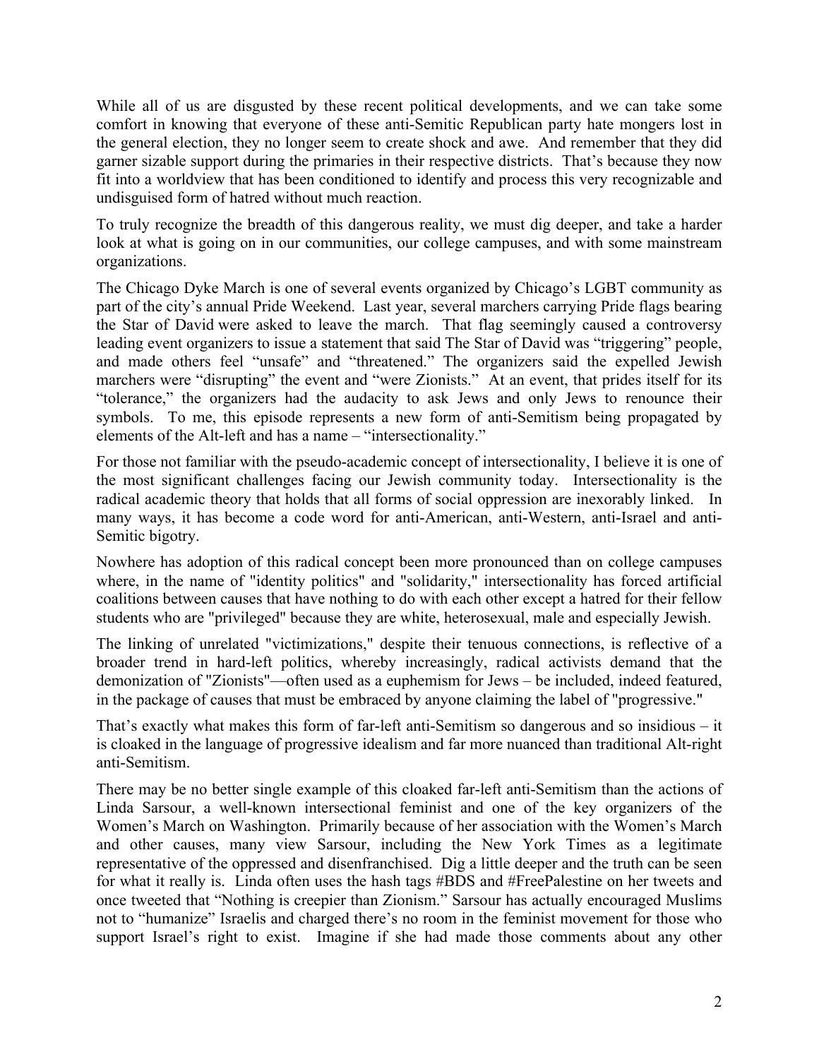While all of us are disgusted by these recent political developments, and we can take some comfort in knowing that everyone of these anti-Semitic Republican party hate mongers lost in the general election, they no longer seem to create shock and awe. And remember that they did garner sizable support during the primaries in their respective districts. That's because they now fit into a worldview that has been conditioned to identify and process this very recognizable and undisguised form of hatred without much reaction.

To truly recognize the breadth of this dangerous reality, we must dig deeper, and take a harder look at what is going on in our communities, our college campuses, and with some mainstream organizations.

The Chicago Dyke March is one of several events organized by Chicago's LGBT community as part of the city's annual Pride Weekend. Last year, several marchers carrying Pride flags bearing the Star of David were asked to leave the march. That flag seemingly caused a controversy leading event organizers to issue a statement that said The Star of David was "triggering" people, and made others feel "unsafe" and "threatened." The organizers said the expelled Jewish marchers were "disrupting" the event and "were Zionists." At an event, that prides itself for its "tolerance," the organizers had the audacity to ask Jews and only Jews to renounce their symbols. To me, this episode represents a new form of anti-Semitism being propagated by elements of the Alt-left and has a name – "intersectionality."

For those not familiar with the pseudo-academic concept of intersectionality, I believe it is one of the most significant challenges facing our Jewish community today. Intersectionality is the radical academic theory that holds that all forms of social oppression are inexorably linked. In many ways, it has become a code word for anti-American, anti-Western, anti-Israel and anti-Semitic bigotry.

Nowhere has adoption of this radical concept been more pronounced than on college campuses where, in the name of "identity politics" and "solidarity," intersectionality has forced artificial coalitions between causes that have nothing to do with each other except a hatred for their fellow students who are "privileged" because they are white, heterosexual, male and especially Jewish.

The linking of unrelated "victimizations," despite their tenuous connections, is reflective of a broader trend in hard-left politics, whereby increasingly, radical activists demand that the demonization of "Zionists"—often used as a euphemism for Jews – be included, indeed featured, in the package of causes that must be embraced by anyone claiming the label of "progressive."

That's exactly what makes this form of far-left anti-Semitism so dangerous and so insidious – it is cloaked in the language of progressive idealism and far more nuanced than traditional Alt-right anti-Semitism.

There may be no better single example of this cloaked far-left anti-Semitism than the actions of Linda Sarsour, a well-known intersectional feminist and one of the key organizers of the Women's March on Washington. Primarily because of her association with the Women's March and other causes, many view Sarsour, including the New York Times as a legitimate representative of the oppressed and disenfranchised. Dig a little deeper and the truth can be seen for what it really is. Linda often uses the hash tags #BDS and #FreePalestine on her tweets and once tweeted that "Nothing is creepier than Zionism." Sarsour has actually encouraged Muslims not to "humanize" Israelis and charged there's no room in the feminist movement for those who support Israel's right to exist. Imagine if she had made those comments about any other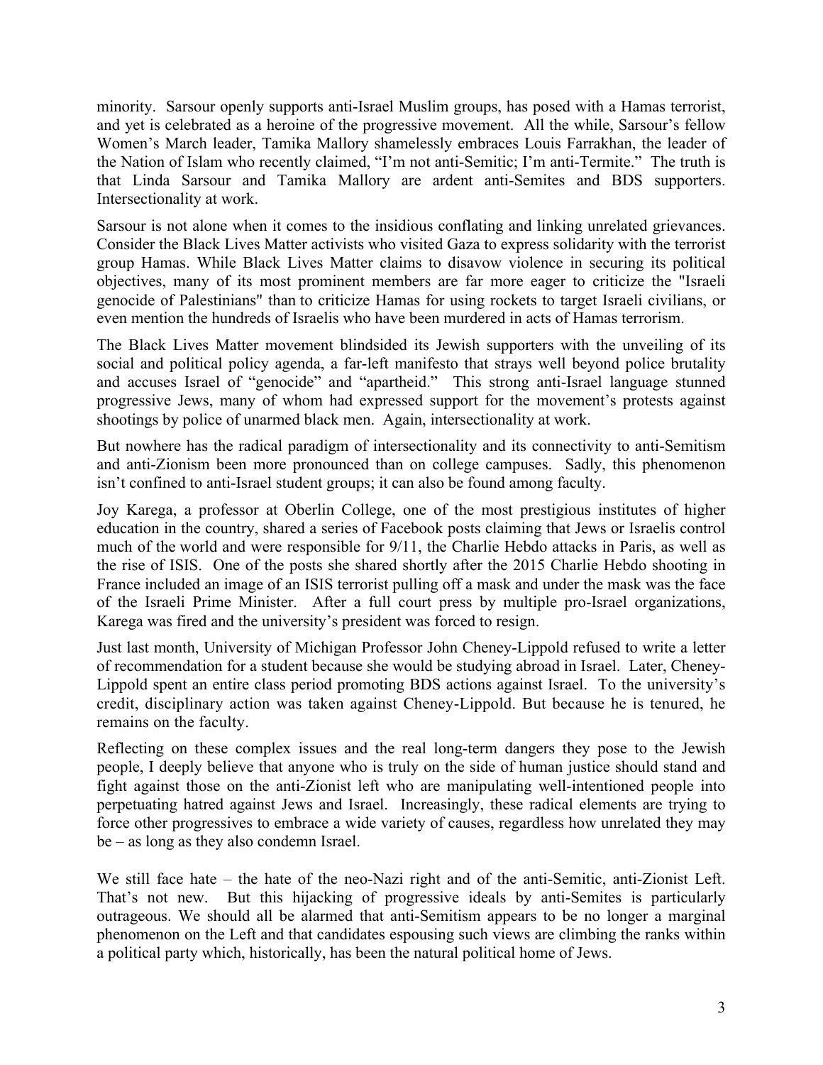minority. Sarsour openly supports anti-Israel Muslim groups, has posed with a Hamas terrorist, and yet is celebrated as a heroine of the progressive movement. All the while, Sarsour's fellow Women's March leader, Tamika Mallory shamelessly embraces Louis Farrakhan, the leader of the Nation of Islam who recently claimed, "I'm not anti-Semitic; I'm anti-Termite." The truth is that Linda Sarsour and Tamika Mallory are ardent anti-Semites and BDS supporters. Intersectionality at work.

Sarsour is not alone when it comes to the insidious conflating and linking unrelated grievances. Consider the Black Lives Matter activists who visited Gaza to express solidarity with the terrorist group Hamas. While Black Lives Matter claims to disavow violence in securing its political objectives, many of its most prominent members are far more eager to criticize the "Israeli genocide of Palestinians" than to criticize Hamas for using rockets to target Israeli civilians, or even mention the hundreds of Israelis who have been murdered in acts of Hamas terrorism.

The Black Lives Matter movement blindsided its Jewish supporters with the unveiling of its social and political policy agenda, a far-left manifesto that strays well beyond police brutality and accuses Israel of "genocide" and "apartheid." This strong anti-Israel language stunned progressive Jews, many of whom had expressed support for the movement's protests against shootings by police of unarmed black men. Again, intersectionality at work.

But nowhere has the radical paradigm of intersectionality and its connectivity to anti-Semitism and anti-Zionism been more pronounced than on college campuses. Sadly, this phenomenon isn't confined to anti-Israel student groups; it can also be found among faculty.

Joy Karega, a professor at Oberlin College, one of the most prestigious institutes of higher education in the country, shared a series of Facebook posts claiming that Jews or Israelis control much of the world and were responsible for 9/11, the Charlie Hebdo attacks in Paris, as well as the rise of ISIS. One of the posts she shared shortly after the 2015 Charlie Hebdo shooting in France included an image of an ISIS terrorist pulling off a mask and under the mask was the face of the Israeli Prime Minister. After a full court press by multiple pro-Israel organizations, Karega was fired and the university's president was forced to resign.

Just last month, University of Michigan Professor John Cheney-Lippold refused to write a letter of recommendation for a student because she would be studying abroad in Israel. Later, Cheney-Lippold spent an entire class period promoting BDS actions against Israel. To the university's credit, disciplinary action was taken against Cheney-Lippold. But because he is tenured, he remains on the faculty.

Reflecting on these complex issues and the real long-term dangers they pose to the Jewish people, I deeply believe that anyone who is truly on the side of human justice should stand and fight against those on the anti-Zionist left who are manipulating well-intentioned people into perpetuating hatred against Jews and Israel. Increasingly, these radical elements are trying to force other progressives to embrace a wide variety of causes, regardless how unrelated they may be – as long as they also condemn Israel.

We still face hate – the hate of the neo-Nazi right and of the anti-Semitic, anti-Zionist Left. That's not new. But this hijacking of progressive ideals by anti-Semites is particularly outrageous. We should all be alarmed that anti-Semitism appears to be no longer a marginal phenomenon on the Left and that candidates espousing such views are climbing the ranks within a political party which, historically, has been the natural political home of Jews.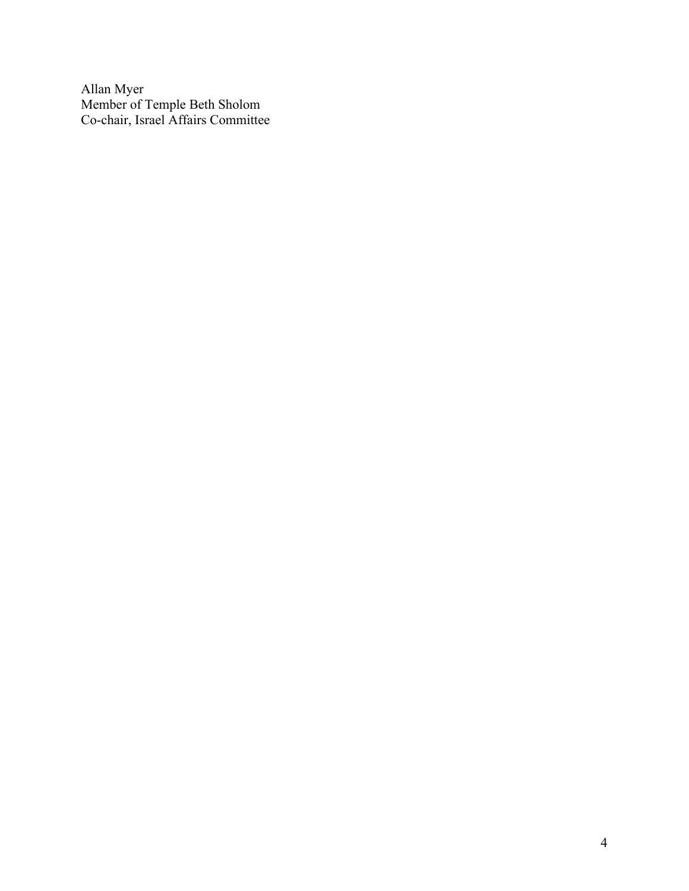Allan Myer
Member of Temple Beth Sholom
Co-chair, Israel Affairs Committee